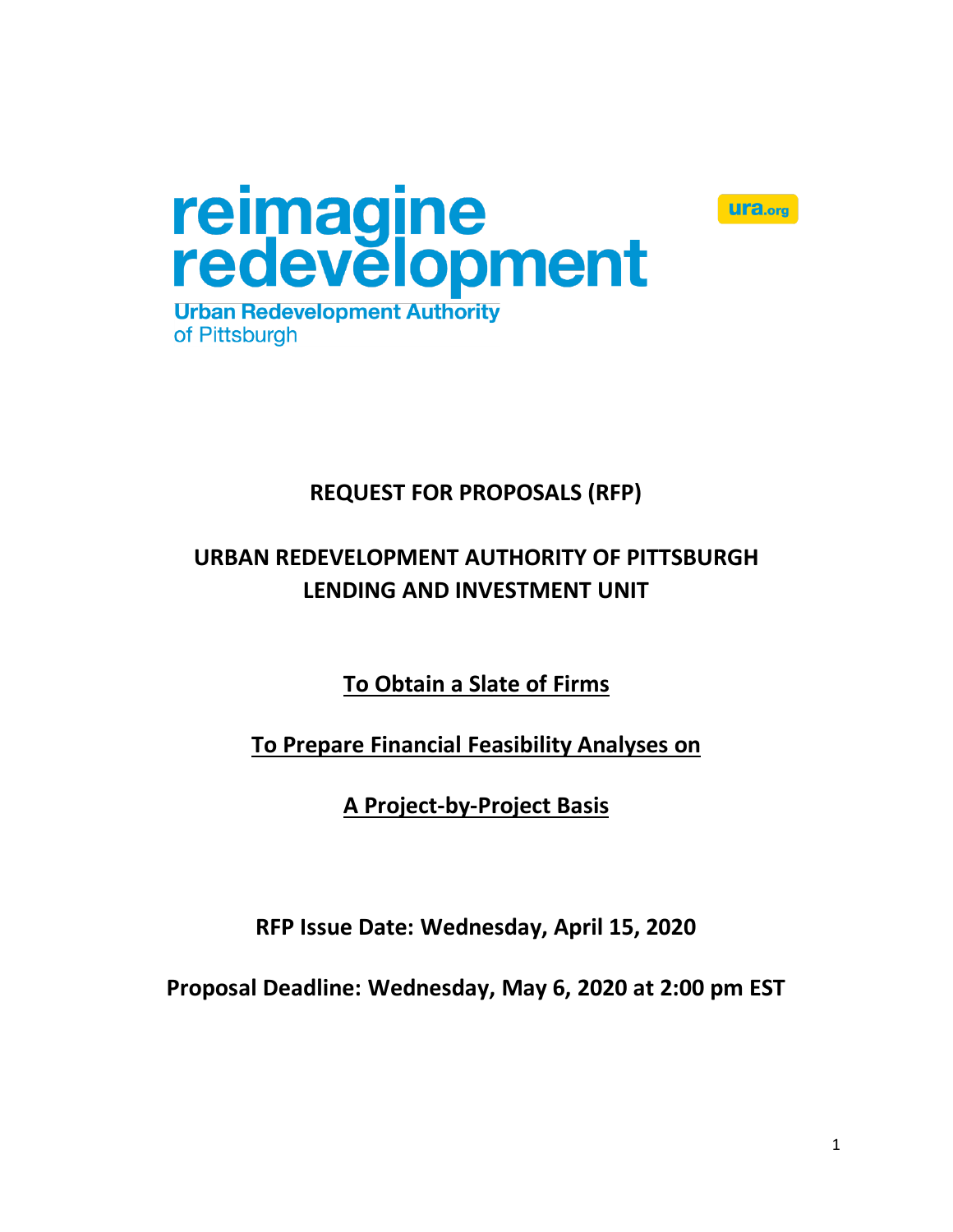reimagine redevelopment

Urban Redevelopment Authority of Pittsburgh

ura.org

# REQUEST FOR PROPOSALS (RFP)

## URBAN REDEVELOPMENT AUTHORITY OF PITTSBURGH LENDING AND INVESTMENT UNIT

**To Obtain a Slate of Firms**

**To Prepare Financial Feasibility Analyses on**

**A Project-by-Project Basis**

**RFP Issue Date: Wednesday, April 15, 2020**

**Proposal Deadline: Wednesday, May 6, 2020 at 2:00 pm EST**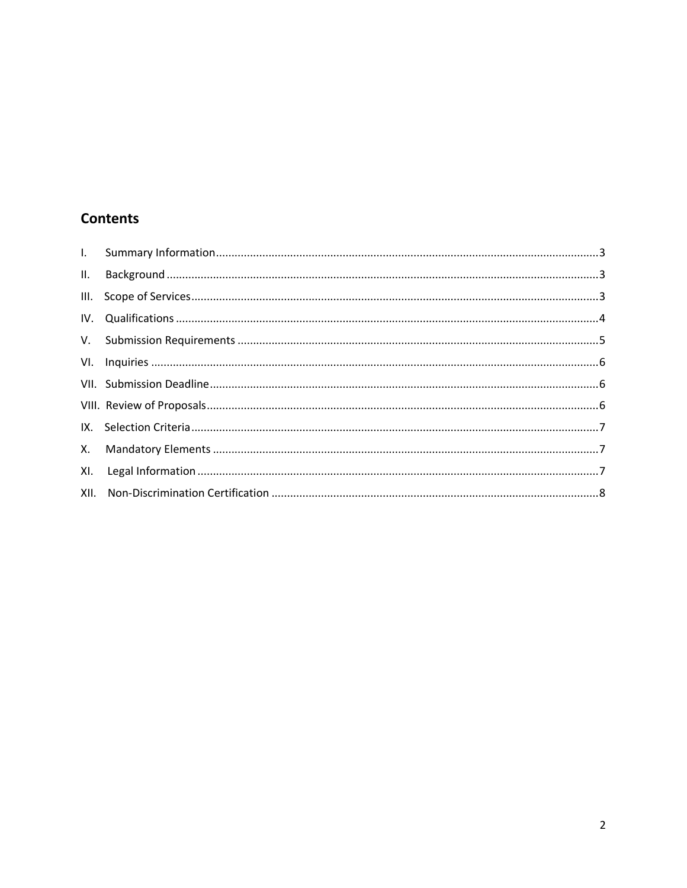## Contents

- I. Summary Information ........ 3
- II. Background ........ 3
- III. Scope of Services ........ 3
- IV. Qualifications ........ 4
- V. Submission Requirements ........ 5
- VI. Inquiries ........ 6
- VII. Submission Deadline ........ 6
- VIII. Review of Proposals ........ 6
- IX. Selection Criteria ........ 7
- X. Mandatory Elements ........ 7
- XI. Legal Information ........ 7
- XII. Non-Discrimination Certification ........ 8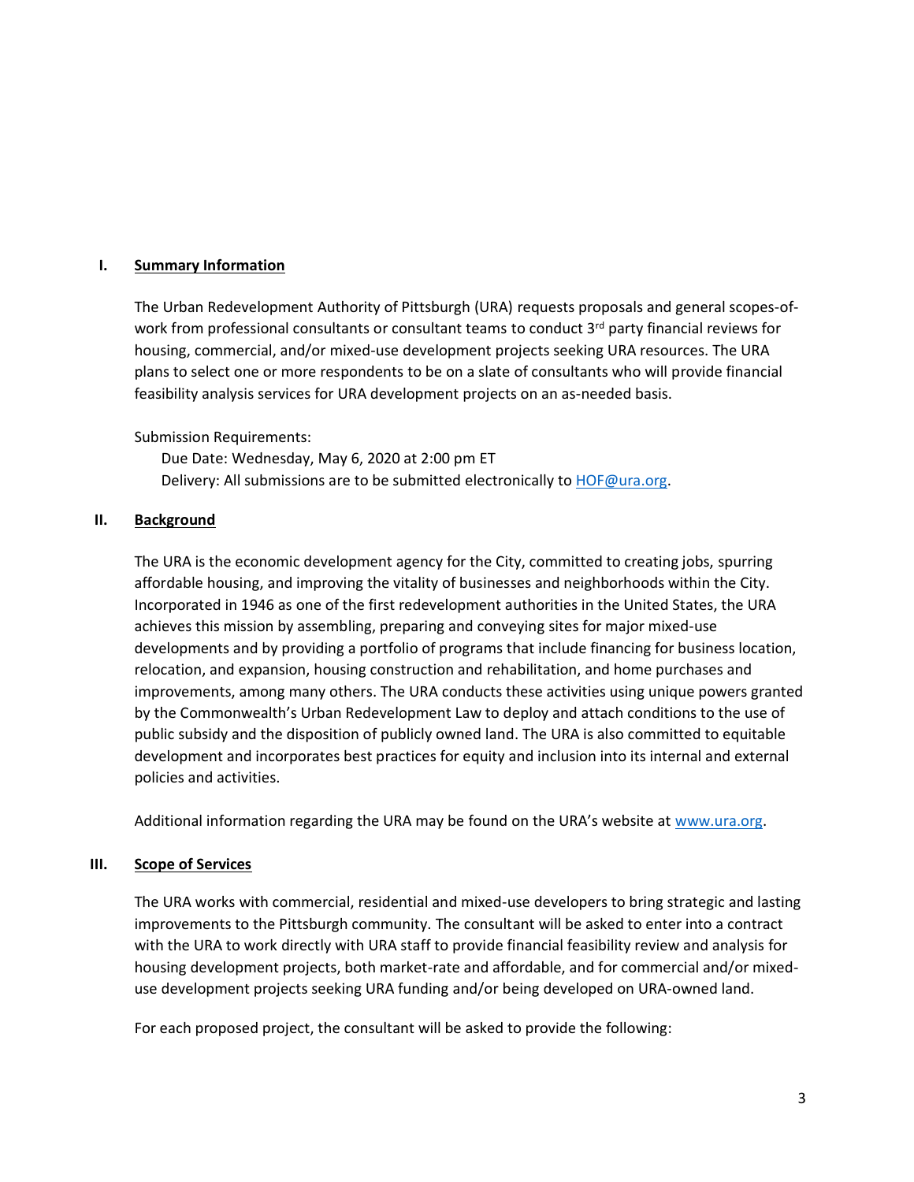## I. Summary Information

The Urban Redevelopment Authority of Pittsburgh (URA) requests proposals and general scopes-of-work from professional consultants or consultant teams to conduct 3rd party financial reviews for housing, commercial, and/or mixed-use development projects seeking URA resources. The URA plans to select one or more respondents to be on a slate of consultants who will provide financial feasibility analysis services for URA development projects on an as-needed basis.

Submission Requirements:

Due Date: Wednesday, May 6, 2020 at 2:00 pm ET
Delivery: All submissions are to be submitted electronically to HOF@ura.org.

## II. Background

The URA is the economic development agency for the City, committed to creating jobs, spurring affordable housing, and improving the vitality of businesses and neighborhoods within the City. Incorporated in 1946 as one of the first redevelopment authorities in the United States, the URA achieves this mission by assembling, preparing and conveying sites for major mixed-use developments and by providing a portfolio of programs that include financing for business location, relocation, and expansion, housing construction and rehabilitation, and home purchases and improvements, among many others. The URA conducts these activities using unique powers granted by the Commonwealth's Urban Redevelopment Law to deploy and attach conditions to the use of public subsidy and the disposition of publicly owned land. The URA is also committed to equitable development and incorporates best practices for equity and inclusion into its internal and external policies and activities.

Additional information regarding the URA may be found on the URA's website at www.ura.org.

## III. Scope of Services

The URA works with commercial, residential and mixed-use developers to bring strategic and lasting improvements to the Pittsburgh community. The consultant will be asked to enter into a contract with the URA to work directly with URA staff to provide financial feasibility review and analysis for housing development projects, both market-rate and affordable, and for commercial and/or mixed-use development projects seeking URA funding and/or being developed on URA-owned land.

For each proposed project, the consultant will be asked to provide the following: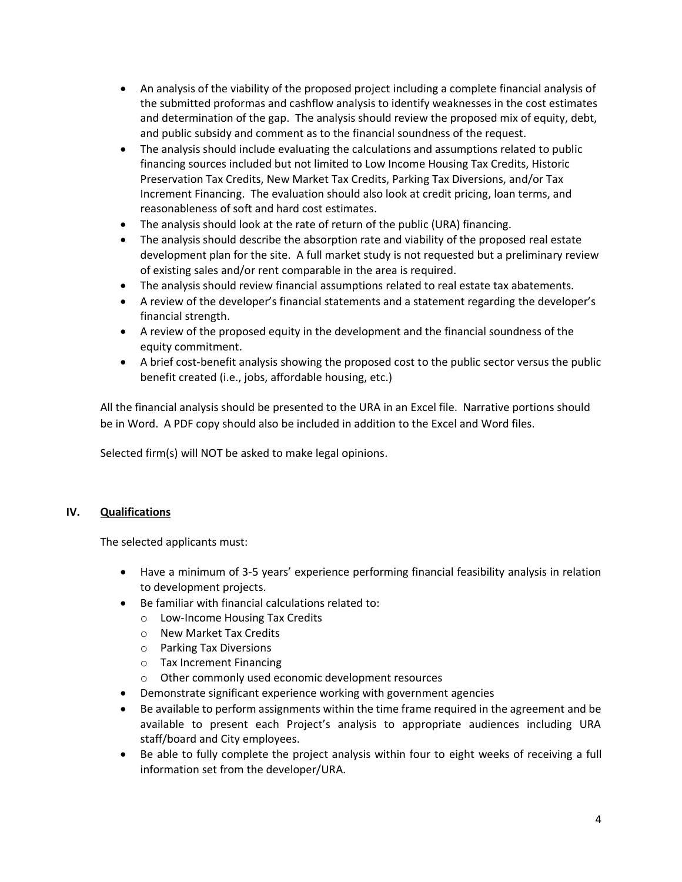- An analysis of the viability of the proposed project including a complete financial analysis of the submitted proformas and cashflow analysis to identify weaknesses in the cost estimates and determination of the gap. The analysis should review the proposed mix of equity, debt, and public subsidy and comment as to the financial soundness of the request.
- The analysis should include evaluating the calculations and assumptions related to public financing sources included but not limited to Low Income Housing Tax Credits, Historic Preservation Tax Credits, New Market Tax Credits, Parking Tax Diversions, and/or Tax Increment Financing. The evaluation should also look at credit pricing, loan terms, and reasonableness of soft and hard cost estimates.
- The analysis should look at the rate of return of the public (URA) financing.
- The analysis should describe the absorption rate and viability of the proposed real estate development plan for the site. A full market study is not requested but a preliminary review of existing sales and/or rent comparable in the area is required.
- The analysis should review financial assumptions related to real estate tax abatements.
- A review of the developer's financial statements and a statement regarding the developer's financial strength.
- A review of the proposed equity in the development and the financial soundness of the equity commitment.
- A brief cost-benefit analysis showing the proposed cost to the public sector versus the public benefit created (i.e., jobs, affordable housing, etc.)

All the financial analysis should be presented to the URA in an Excel file. Narrative portions should be in Word. A PDF copy should also be included in addition to the Excel and Word files.

Selected firm(s) will NOT be asked to make legal opinions.

## IV. Qualifications

The selected applicants must:

- Have a minimum of 3-5 years' experience performing financial feasibility analysis in relation to development projects.
- Be familiar with financial calculations related to:
  - Low-Income Housing Tax Credits
  - New Market Tax Credits
  - Parking Tax Diversions
  - Tax Increment Financing
  - Other commonly used economic development resources
- Demonstrate significant experience working with government agencies
- Be available to perform assignments within the time frame required in the agreement and be available to present each Project's analysis to appropriate audiences including URA staff/board and City employees.
- Be able to fully complete the project analysis within four to eight weeks of receiving a full information set from the developer/URA.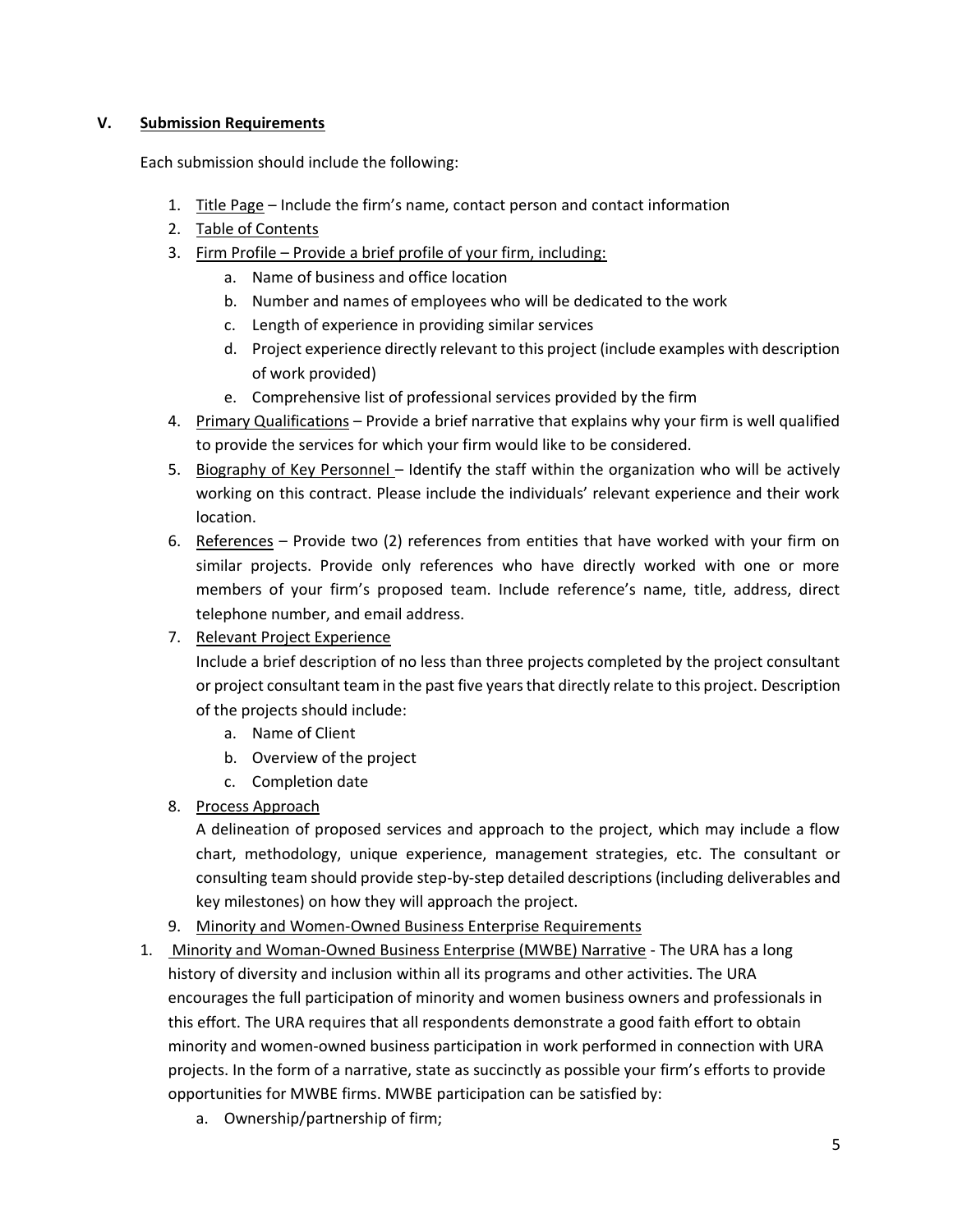## V. Submission Requirements

Each submission should include the following:

1. Title Page – Include the firm's name, contact person and contact information
2. Table of Contents
3. Firm Profile – Provide a brief profile of your firm, including:
    a. Name of business and office location
    b. Number and names of employees who will be dedicated to the work
    c. Length of experience in providing similar services
    d. Project experience directly relevant to this project (include examples with description of work provided)
    e. Comprehensive list of professional services provided by the firm
4. Primary Qualifications – Provide a brief narrative that explains why your firm is well qualified to provide the services for which your firm would like to be considered.
5. Biography of Key Personnel – Identify the staff within the organization who will be actively working on this contract. Please include the individuals' relevant experience and their work location.
6. References – Provide two (2) references from entities that have worked with your firm on similar projects. Provide only references who have directly worked with one or more members of your firm's proposed team. Include reference's name, title, address, direct telephone number, and email address.
7. Relevant Project Experience

   Include a brief description of no less than three projects completed by the project consultant or project consultant team in the past five years that directly relate to this project. Description of the projects should include:
    a. Name of Client
    b. Overview of the project
    c. Completion date
8. Process Approach

   A delineation of proposed services and approach to the project, which may include a flow chart, methodology, unique experience, management strategies, etc. The consultant or consulting team should provide step-by-step detailed descriptions (including deliverables and key milestones) on how they will approach the project.
9. Minority and Women-Owned Business Enterprise Requirements

1. Minority and Woman-Owned Business Enterprise (MWBE) Narrative - The URA has a long history of diversity and inclusion within all its programs and other activities. The URA encourages the full participation of minority and women business owners and professionals in this effort. The URA requires that all respondents demonstrate a good faith effort to obtain minority and women-owned business participation in work performed in connection with URA projects. In the form of a narrative, state as succinctly as possible your firm's efforts to provide opportunities for MWBE firms. MWBE participation can be satisfied by:
    a. Ownership/partnership of firm;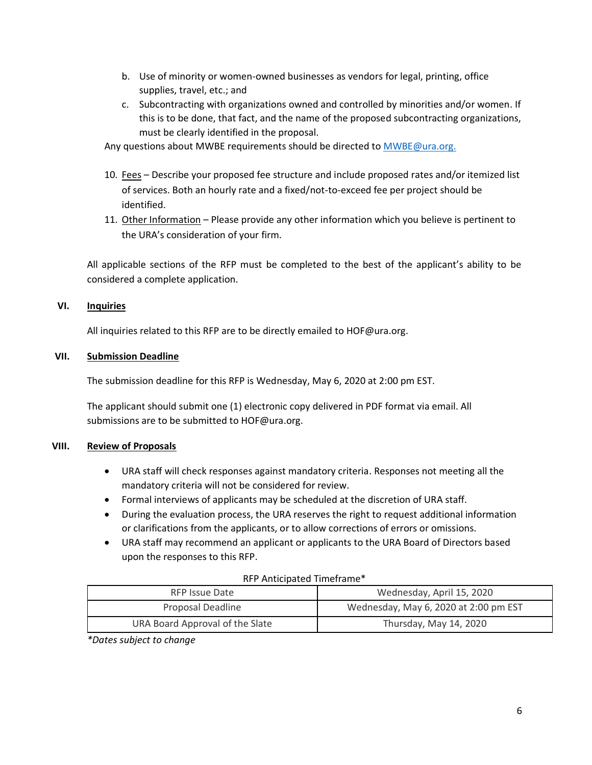b. Use of minority or women-owned businesses as vendors for legal, printing, office supplies, travel, etc.; and
c. Subcontracting with organizations owned and controlled by minorities and/or women. If this is to be done, that fact, and the name of the proposed subcontracting organizations, must be clearly identified in the proposal.

Any questions about MWBE requirements should be directed to MWBE@ura.org.

10. Fees – Describe your proposed fee structure and include proposed rates and/or itemized list of services. Both an hourly rate and a fixed/not-to-exceed fee per project should be identified.
11. Other Information – Please provide any other information which you believe is pertinent to the URA's consideration of your firm.

All applicable sections of the RFP must be completed to the best of the applicant's ability to be considered a complete application.

## VI. Inquiries

All inquiries related to this RFP are to be directly emailed to HOF@ura.org.

## VII. Submission Deadline

The submission deadline for this RFP is Wednesday, May 6, 2020 at 2:00 pm EST.

The applicant should submit one (1) electronic copy delivered in PDF format via email. All submissions are to be submitted to HOF@ura.org.

## VIII. Review of Proposals

- URA staff will check responses against mandatory criteria. Responses not meeting all the mandatory criteria will not be considered for review.
- Formal interviews of applicants may be scheduled at the discretion of URA staff.
- During the evaluation process, the URA reserves the right to request additional information or clarifications from the applicants, or to allow corrections of errors or omissions.
- URA staff may recommend an applicant or applicants to the URA Board of Directors based upon the responses to this RFP.

RFP Anticipated Timeframe*

| | |
|---|---|
| RFP Issue Date | Wednesday, April 15, 2020 |
| Proposal Deadline | Wednesday, May 6, 2020 at 2:00 pm EST |
| URA Board Approval of the Slate | Thursday, May 14, 2020 |

*\*Dates subject to change*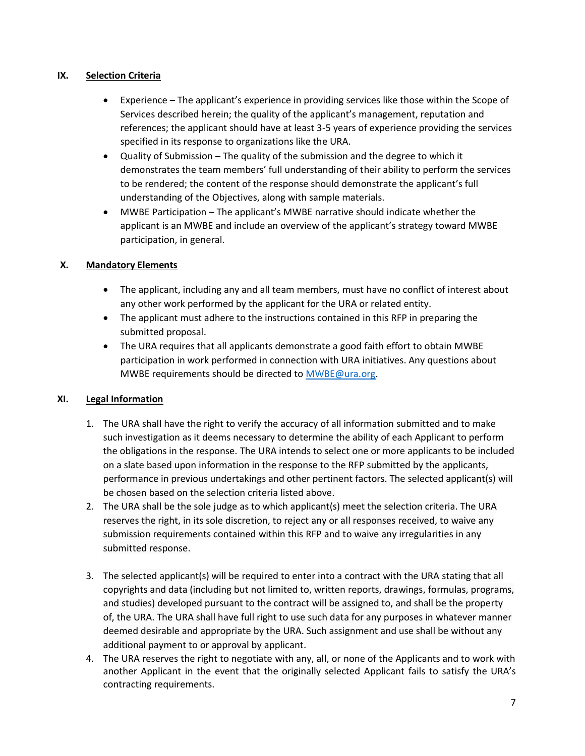## IX. Selection Criteria

- Experience – The applicant's experience in providing services like those within the Scope of Services described herein; the quality of the applicant's management, reputation and references; the applicant should have at least 3-5 years of experience providing the services specified in its response to organizations like the URA.
- Quality of Submission – The quality of the submission and the degree to which it demonstrates the team members' full understanding of their ability to perform the services to be rendered; the content of the response should demonstrate the applicant's full understanding of the Objectives, along with sample materials.
- MWBE Participation – The applicant's MWBE narrative should indicate whether the applicant is an MWBE and include an overview of the applicant's strategy toward MWBE participation, in general.

## X. Mandatory Elements

- The applicant, including any and all team members, must have no conflict of interest about any other work performed by the applicant for the URA or related entity.
- The applicant must adhere to the instructions contained in this RFP in preparing the submitted proposal.
- The URA requires that all applicants demonstrate a good faith effort to obtain MWBE participation in work performed in connection with URA initiatives. Any questions about MWBE requirements should be directed to MWBE@ura.org.

## XI. Legal Information

1. The URA shall have the right to verify the accuracy of all information submitted and to make such investigation as it deems necessary to determine the ability of each Applicant to perform the obligations in the response. The URA intends to select one or more applicants to be included on a slate based upon information in the response to the RFP submitted by the applicants, performance in previous undertakings and other pertinent factors. The selected applicant(s) will be chosen based on the selection criteria listed above.
2. The URA shall be the sole judge as to which applicant(s) meet the selection criteria. The URA reserves the right, in its sole discretion, to reject any or all responses received, to waive any submission requirements contained within this RFP and to waive any irregularities in any submitted response.
3. The selected applicant(s) will be required to enter into a contract with the URA stating that all copyrights and data (including but not limited to, written reports, drawings, formulas, programs, and studies) developed pursuant to the contract will be assigned to, and shall be the property of, the URA. The URA shall have full right to use such data for any purposes in whatever manner deemed desirable and appropriate by the URA. Such assignment and use shall be without any additional payment to or approval by applicant.
4. The URA reserves the right to negotiate with any, all, or none of the Applicants and to work with another Applicant in the event that the originally selected Applicant fails to satisfy the URA's contracting requirements.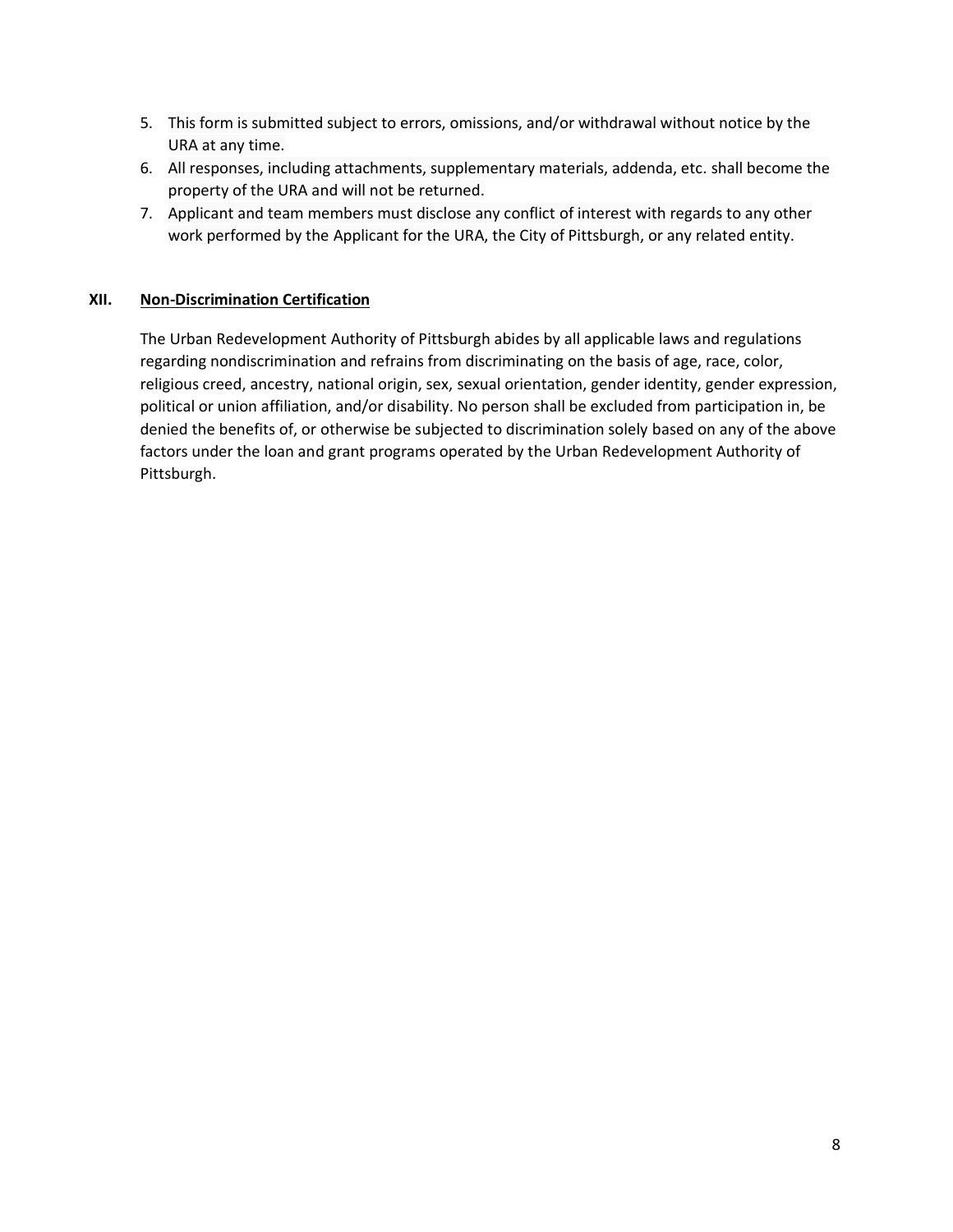5. This form is submitted subject to errors, omissions, and/or withdrawal without notice by the URA at any time.
6. All responses, including attachments, supplementary materials, addenda, etc. shall become the property of the URA and will not be returned.
7. Applicant and team members must disclose any conflict of interest with regards to any other work performed by the Applicant for the URA, the City of Pittsburgh, or any related entity.

## XII. Non-Discrimination Certification

The Urban Redevelopment Authority of Pittsburgh abides by all applicable laws and regulations regarding nondiscrimination and refrains from discriminating on the basis of age, race, color, religious creed, ancestry, national origin, sex, sexual orientation, gender identity, gender expression, political or union affiliation, and/or disability. No person shall be excluded from participation in, be denied the benefits of, or otherwise be subjected to discrimination solely based on any of the above factors under the loan and grant programs operated by the Urban Redevelopment Authority of Pittsburgh.